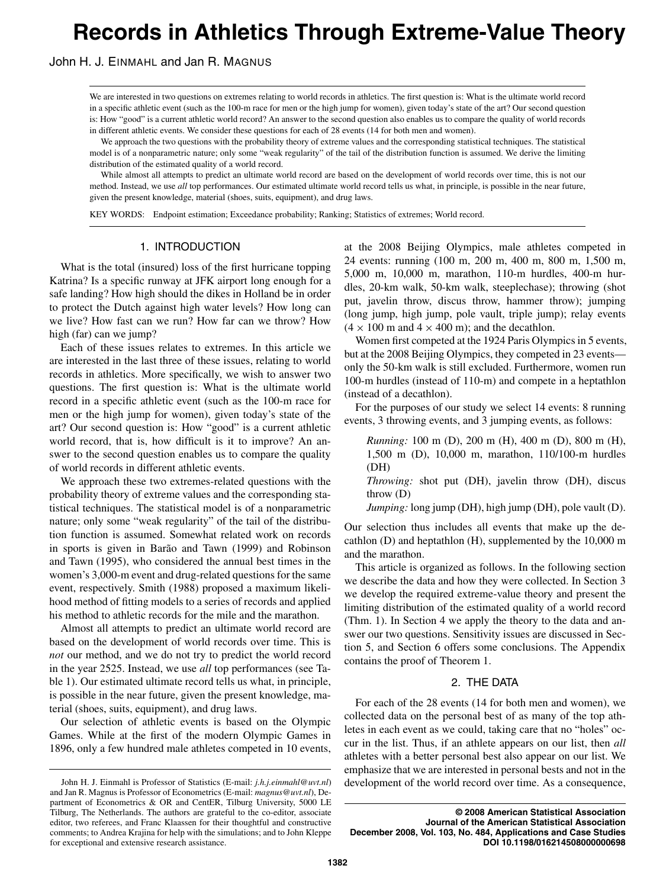# Records in Athletics Through Extreme-Value Theory

John H. J. Einmahl and Jan R. Magnus

We are interested in two questions on extremes relating to world records in athletics. The first question is: What is the ultimate world record in a specific athletic event (such as the 100-m race for men or the high jump for women), given today's state of the art? Our second question is: How "good" is a current athletic world record? An answer to the second question also enables us to compare the quality of world records in different athletic events. We consider these questions for each of 28 events (14 for both men and women).

We approach the two questions with the probability theory of extreme values and the corresponding statistical techniques. The statistical model is of a nonparametric nature; only some "weak regularity" of the tail of the distribution function is assumed. We derive the limiting distribution of the estimated quality of a world record.

While almost all attempts to predict an ultimate world record are based on the development of world records over time, this is not our method. Instead, we use *all* top performances. Our estimated ultimate world record tells us what, in principle, is possible in the near future, given the present knowledge, material (shoes, suits, equipment), and drug laws.

KEY WORDS: Endpoint estimation; Exceedance probability; Ranking; Statistics of extremes; World record.

## 1. INTRODUCTION

What is the total (insured) loss of the first hurricane topping Katrina? Is a specific runway at JFK airport long enough for a safe landing? How high should the dikes in Holland be in order to protect the Dutch against high water levels? How long can we live? How fast can we run? How far can we throw? How high (far) can we jump?

Each of these issues relates to extremes. In this article we are interested in the last three of these issues, relating to world records in athletics. More specifically, we wish to answer two questions. The first question is: What is the ultimate world record in a specific athletic event (such as the 100-m race for men or the high jump for women), given today's state of the art? Our second question is: How "good" is a current athletic world record, that is, how difficult is it to improve? An answer to the second question enables us to compare the quality of world records in different athletic events.

We approach these two extremes-related questions with the probability theory of extreme values and the corresponding statistical techniques. The statistical model is of a nonparametric nature; only some "weak regularity" of the tail of the distribution function is assumed. Somewhat related work on records in sports is given in Barão and Tawn (1999) and Robinson and Tawn (1995), who considered the annual best times in the women's 3,000-m event and drug-related questions for the same event, respectively. Smith (1988) proposed a maximum likelihood method of fitting models to a series of records and applied his method to athletic records for the mile and the marathon.

Almost all attempts to predict an ultimate world record are based on the development of world records over time. This is *not* our method, and we do not try to predict the world record in the year 2525. Instead, we use *all* top performances (see Table 1). Our estimated ultimate world record tells us what, in principle, is possible in the near future, given the present knowledge, material (shoes, suits, equipment), and drug laws.

Our selection of athletic events is based on the Olympic Games. While at the first of the modern Olympic Games in 1896, only a few hundred male athletes competed in 10 events, at the 2008 Beijing Olympics, male athletes competed in 24 events: running (100 m, 200 m, 400 m, 800 m, 1,500 m, 5,000 m, 10,000 m, marathon, 110-m hurdles, 400-m hurdles, 20-km walk, 50-km walk, steeplechase); throwing (shot put, javelin throw, discus throw, hammer throw); jumping (long jump, high jump, pole vault, triple jump); relay events ($4 \times 100$ m and $4 \times 400$ m); and the decathlon.

Women first competed at the 1924 Paris Olympics in 5 events, but at the 2008 Beijing Olympics, they competed in 23 events—only the 50-km walk is still excluded. Furthermore, women run 100-m hurdles (instead of 110-m) and compete in a heptathlon (instead of a decathlon).

For the purposes of our study we select 14 events: 8 running events, 3 throwing events, and 3 jumping events, as follows:

> *Running:* 100 m (D), 200 m (H), 400 m (D), 800 m (H), 1,500 m (D), 10,000 m, marathon, 110/100-m hurdles (DH)
>
> *Throwing:* shot put (DH), javelin throw (DH), discus throw (D)
>
> *Jumping:* long jump (DH), high jump (DH), pole vault (D).

Our selection thus includes all events that make up the decathlon (D) and heptathlon (H), supplemented by the 10,000 m and the marathon.

This article is organized as follows. In the following section we describe the data and how they were collected. In Section 3 we develop the required extreme-value theory and present the limiting distribution of the estimated quality of a world record (Thm. 1). In Section 4 we apply the theory to the data and answer our two questions. Sensitivity issues are discussed in Section 5, and Section 6 offers some conclusions. The Appendix contains the proof of Theorem 1.

## 2. THE DATA

For each of the 28 events (14 for both men and women), we collected data on the personal best of as many of the top athletes in each event as we could, taking care that no "holes" occur in the list. Thus, if an athlete appears on our list, then *all* athletes with a better personal best also appear on our list. We emphasize that we are interested in personal bests and not in the development of the world record over time. As a consequence,

---

John H. J. Einmahl is Professor of Statistics (E-mail: *j.h.j.einmahl@uvt.nl*) and Jan R. Magnus is Professor of Econometrics (E-mail: *magnus@uvt.nl*), Department of Econometrics & OR and CentER, Tilburg University, 5000 LE Tilburg, The Netherlands. The authors are grateful to the co-editor, associate editor, two referees, and Franc Klaassen for their thoughtful and constructive comments; to Andrea Krajina for help with the simulations; and to John Kleppe for exceptional and extensive research assistance.

© 2008 American Statistical Association
Journal of the American Statistical Association
December 2008, Vol. 103, No. 484, Applications and Case Studies
DOI 10.1198/016214508000000698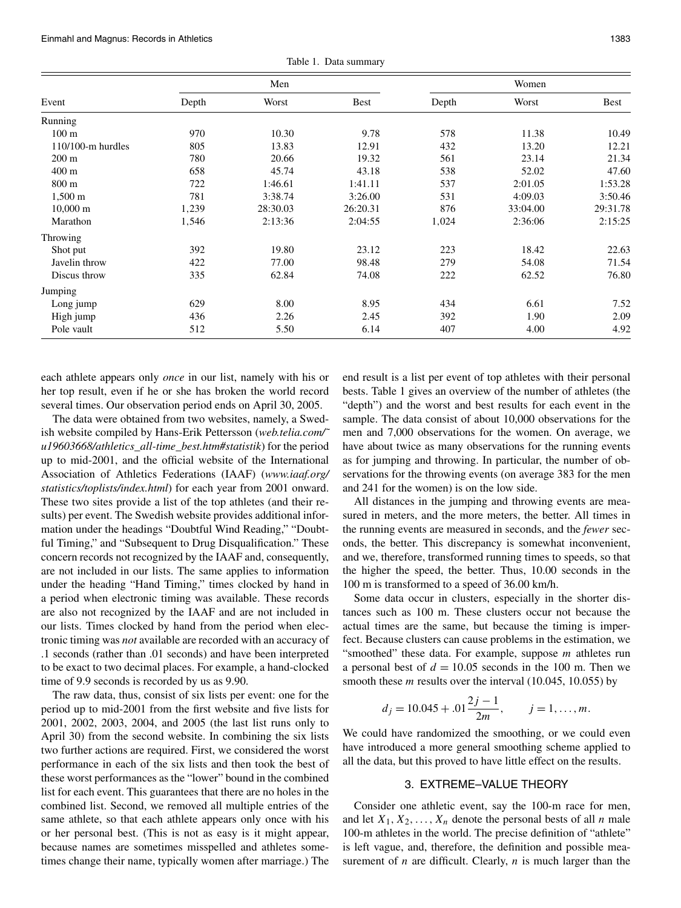Table 1. Data summary

| Event | Men | | | Women | | |
|---|---|---|---|---|---|---|
| | Depth | Worst | Best | Depth | Worst | Best |
| Running | | | | | | |
| 100 m | 970 | 10.30 | 9.78 | 578 | 11.38 | 10.49 |
| 110/100-m hurdles | 805 | 13.83 | 12.91 | 432 | 13.20 | 12.21 |
| 200 m | 780 | 20.66 | 19.32 | 561 | 23.14 | 21.34 |
| 400 m | 658 | 45.74 | 43.18 | 538 | 52.02 | 47.60 |
| 800 m | 722 | 1:46.61 | 1:41.11 | 537 | 2:01.05 | 1:53.28 |
| 1,500 m | 781 | 3:38.74 | 3:26.00 | 531 | 4:09.03 | 3:50.46 |
| 10,000 m | 1,239 | 28:30.03 | 26:20.31 | 876 | 33:04.00 | 29:31.78 |
| Marathon | 1,546 | 2:13:36 | 2:04:55 | 1,024 | 2:36:06 | 2:15:25 |
| Throwing | | | | | | |
| Shot put | 392 | 19.80 | 23.12 | 223 | 18.42 | 22.63 |
| Javelin throw | 422 | 77.00 | 98.48 | 279 | 54.08 | 71.54 |
| Discus throw | 335 | 62.84 | 74.08 | 222 | 62.52 | 76.80 |
| Jumping | | | | | | |
| Long jump | 629 | 8.00 | 8.95 | 434 | 6.61 | 7.52 |
| High jump | 436 | 2.26 | 2.45 | 392 | 1.90 | 2.09 |
| Pole vault | 512 | 5.50 | 6.14 | 407 | 4.00 | 4.92 |

each athlete appears only *once* in our list, namely with his or her top result, even if he or she has broken the world record several times. Our observation period ends on April 30, 2005.

The data were obtained from two websites, namely, a Swedish website compiled by Hans-Erik Pettersson (*web.telia.com/~u19603668/athletics_all-time_best.htm#statistik*) for the period up to mid-2001, and the official website of the International Association of Athletics Federations (IAAF) (*www.iaaf.org/statistics/toplists/index.html*) for each year from 2001 onward. These two sites provide a list of the top athletes (and their results) per event. The Swedish website provides additional information under the headings "Doubtful Wind Reading," "Doubtful Timing," and "Subsequent to Drug Disqualification." These concern records not recognized by the IAAF and, consequently, are not included in our lists. The same applies to information under the heading "Hand Timing," times clocked by hand in a period when electronic timing was available. These records are also not recognized by the IAAF and are not included in our lists. Times clocked by hand from the period when electronic timing was *not* available are recorded with an accuracy of .1 seconds (rather than .01 seconds) and have been interpreted to be exact to two decimal places. For example, a hand-clocked time of 9.9 seconds is recorded by us as 9.90.

The raw data, thus, consist of six lists per event: one for the period up to mid-2001 from the first website and five lists for 2001, 2002, 2003, 2004, and 2005 (the last list runs only to April 30) from the second website. In combining the six lists two further actions are required. First, we considered the worst performance in each of the six lists and then took the best of these worst performances as the "lower" bound in the combined list for each event. This guarantees that there are no holes in the combined list. Second, we removed all multiple entries of the same athlete, so that each athlete appears only once with his or her personal best. (This is not as easy is it might appear, because names are sometimes misspelled and athletes sometimes change their name, typically women after marriage.) The end result is a list per event of top athletes with their personal bests. Table 1 gives an overview of the number of athletes (the "depth") and the worst and best results for each event in the sample. The data consist of about 10,000 observations for the men and 7,000 observations for the women. On average, we have about twice as many observations for the running events as for jumping and throwing. In particular, the number of observations for the throwing events (on average 383 for the men and 241 for the women) is on the low side.

All distances in the jumping and throwing events are measured in meters, and the more meters, the better. All times in the running events are measured in seconds, and the *fewer* seconds, the better. This discrepancy is somewhat inconvenient, and we, therefore, transformed running times to speeds, so that the higher the speed, the better. Thus, 10.00 seconds in the 100 m is transformed to a speed of 36.00 km/h.

Some data occur in clusters, especially in the shorter distances such as 100 m. These clusters occur not because the actual times are the same, but because the timing is imperfect. Because clusters can cause problems in the estimation, we "smoothed" these data. For example, suppose $m$ athletes run a personal best of $d = 10.05$ seconds in the 100 m. Then we smooth these $m$ results over the interval (10.045, 10.055) by

$$d_j = 10.045 + .01\frac{2j-1}{2m}, \qquad j = 1, \ldots, m.$$

We could have randomized the smoothing, or we could even have introduced a more general smoothing scheme applied to all the data, but this proved to have little effect on the results.

## 3. EXTREME–VALUE THEORY

Consider one athletic event, say the 100-m race for men, and let $X_1, X_2, \ldots, X_n$ denote the personal bests of all $n$ male 100-m athletes in the world. The precise definition of "athlete" is left vague, and, therefore, the definition and possible measurement of $n$ are difficult. Clearly, $n$ is much larger than the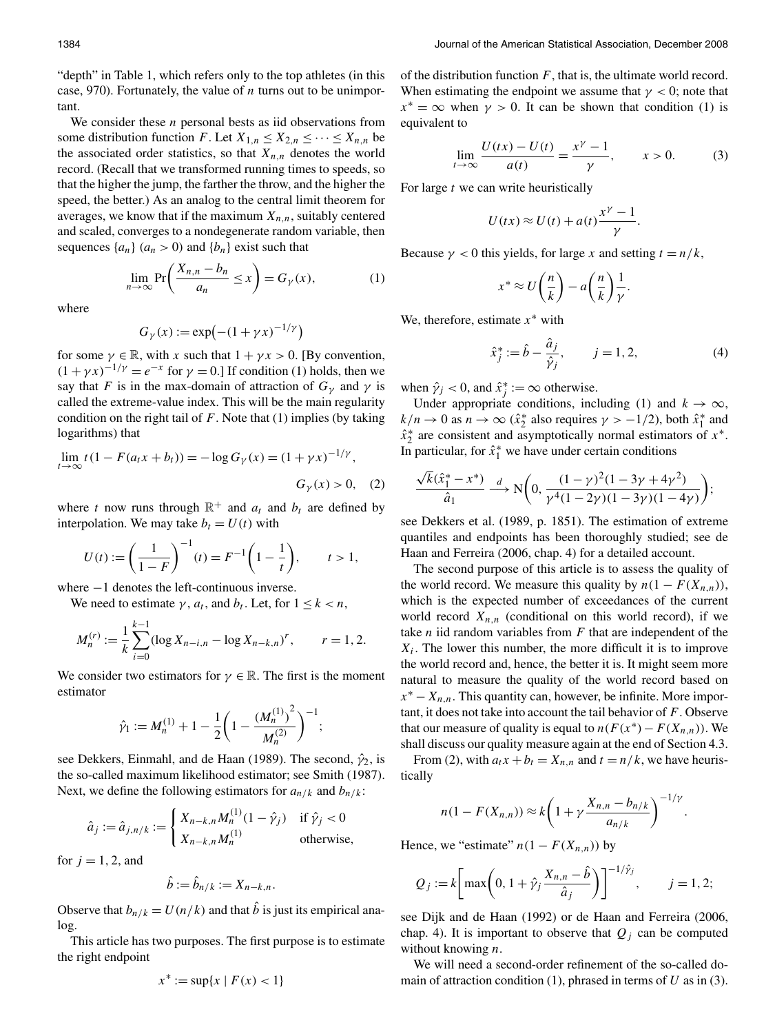"depth" in Table 1, which refers only to the top athletes (in this case, 970). Fortunately, the value of $n$ turns out to be unimportant.

We consider these $n$ personal bests as iid observations from some distribution function $F$. Let $X_{1,n} \le X_{2,n} \le \cdots \le X_{n,n}$ be the associated order statistics, so that $X_{n,n}$ denotes the world record. (Recall that we transformed running times to speeds, so that the higher the jump, the farther the throw, and the higher the speed, the better.) As an analog to the central limit theorem for averages, we know that if the maximum $X_{n,n}$, suitably centered and scaled, converges to a nondegenerate random variable, then sequences $\{a_n\}$ ($a_n > 0$) and $\{b_n\}$ exist such that

$$\lim_{n\to\infty} \Pr\left(\frac{X_{n,n} - b_n}{a_n} \le x\right) = G_\gamma(x), \tag{1}$$

where

$$G_\gamma(x) := \exp\left(-(1+\gamma x)^{-1/\gamma}\right)$$

for some $\gamma \in \mathbb{R}$, with $x$ such that $1 + \gamma x > 0$. [By convention, $(1+\gamma x)^{-1/\gamma} = e^{-x}$ for $\gamma = 0$.] If condition (1) holds, then we say that $F$ is in the max-domain of attraction of $G_\gamma$ and $\gamma$ is called the extreme-value index. This will be the main regularity condition on the right tail of $F$. Note that (1) implies (by taking logarithms) that

$$\lim_{t\to\infty} t(1 - F(a_t x + b_t)) = -\log G_\gamma(x) = (1+\gamma x)^{-1/\gamma}, \qquad G_\gamma(x) > 0, \tag{2}$$

where $t$ now runs through $\mathbb{R}^+$ and $a_t$ and $b_t$ are defined by interpolation. We may take $b_t = U(t)$ with

$$U(t) := \left(\frac{1}{1-F}\right)^{-1}(t) = F^{-1}\left(1 - \frac{1}{t}\right), \qquad t > 1,$$

where $-1$ denotes the left-continuous inverse.

We need to estimate $\gamma$, $a_t$, and $b_t$. Let, for $1 \le k < n$,

$$M_n^{(r)} := \frac{1}{k}\sum_{i=0}^{k-1} (\log X_{n-i,n} - \log X_{n-k,n})^r, \qquad r = 1, 2.$$

We consider two estimators for $\gamma \in \mathbb{R}$. The first is the moment estimator

$$\hat\gamma_1 := M_n^{(1)} + 1 - \frac{1}{2}\left(1 - \frac{(M_n^{(1)})^2}{M_n^{(2)}}\right)^{-1};$$

see Dekkers, Einmahl, and de Haan (1989). The second, $\hat\gamma_2$, is the so-called maximum likelihood estimator; see Smith (1987). Next, we define the following estimators for $a_{n/k}$ and $b_{n/k}$:

$$\hat a_j := \hat a_{j,n/k} := \begin{cases} X_{n-k,n} M_n^{(1)}(1 - \hat\gamma_j) & \text{if } \hat\gamma_j < 0 \\ X_{n-k,n} M_n^{(1)} & \text{otherwise,} \end{cases}$$

for $j = 1, 2$, and

$$\hat b := \hat b_{n/k} := X_{n-k,n}.$$

Observe that $b_{n/k} = U(n/k)$ and that $\hat b$ is just its empirical analog.

This article has two purposes. The first purpose is to estimate the right endpoint

$$x^* := \sup\{x \mid F(x) < 1\}$$

of the distribution function $F$, that is, the ultimate world record. When estimating the endpoint we assume that $\gamma < 0$; note that $x^* = \infty$ when $\gamma > 0$. It can be shown that condition (1) is equivalent to

$$\lim_{t\to\infty} \frac{U(tx) - U(t)}{a(t)} = \frac{x^\gamma - 1}{\gamma}, \qquad x > 0. \tag{3}$$

For large $t$ we can write heuristically

$$U(tx) \approx U(t) + a(t)\frac{x^\gamma - 1}{\gamma}.$$

Because $\gamma < 0$ this yields, for large $x$ and setting $t = n/k$,

$$x^* \approx U\left(\frac{n}{k}\right) - a\left(\frac{n}{k}\right)\frac{1}{\gamma}.$$

We, therefore, estimate $x^*$ with

$$\hat x_j^* := \hat b - \frac{\hat a_j}{\hat\gamma_j}, \qquad j = 1, 2, \tag{4}$$

when $\hat\gamma_j < 0$, and $\hat x_j^* := \infty$ otherwise.

Under appropriate conditions, including (1) and $k \to \infty$, $k/n \to 0$ as $n \to \infty$ ($\hat x_2^*$ also requires $\gamma > -1/2$), both $\hat x_1^*$ and $\hat x_2^*$ are consistent and asymptotically normal estimators of $x^*$. In particular, for $\hat x_1^*$ we have under certain conditions

$$\frac{\sqrt{k}(\hat x_1^* - x^*)}{\hat a_1} \xrightarrow{d} \mathrm{N}\left(0, \frac{(1-\gamma)^2(1 - 3\gamma + 4\gamma^2)}{\gamma^4(1-2\gamma)(1-3\gamma)(1-4\gamma)}\right);$$

see Dekkers et al. (1989, p. 1851). The estimation of extreme quantiles and endpoints has been thoroughly studied; see de Haan and Ferreira (2006, chap. 4) for a detailed account.

The second purpose of this article is to assess the quality of the world record. We measure this quality by $n(1 - F(X_{n,n}))$, which is the expected number of exceedances of the current world record $X_{n,n}$ (conditional on this world record), if we take $n$ iid random variables from $F$ that are independent of the $X_i$. The lower this number, the more difficult it is to improve the world record and, hence, the better it is. It might seem more natural to measure the quality of the world record based on $x^* - X_{n,n}$. This quantity can, however, be infinite. More important, it does not take into account the tail behavior of $F$. Observe that our measure of quality is equal to $n(F(x^*) - F(X_{n,n}))$. We shall discuss our quality measure again at the end of Section 4.3.

From (2), with $a_t x + b_t = X_{n,n}$ and $t = n/k$, we have heuristically

$$n(1 - F(X_{n,n})) \approx k\left(1 + \gamma\frac{X_{n,n} - b_{n/k}}{a_{n/k}}\right)^{-1/\gamma}.$$

Hence, we "estimate" $n(1 - F(X_{n,n}))$ by

$$Q_j := k\left[\max\left(0, 1 + \hat\gamma_j \frac{X_{n,n} - \hat b}{\hat a_j}\right)\right]^{-1/\hat\gamma_j}, \qquad j = 1, 2;$$

see Dijk and de Haan (1992) or de Haan and Ferreira (2006, chap. 4). It is important to observe that $Q_j$ can be computed without knowing $n$.

We will need a second-order refinement of the so-called domain of attraction condition (1), phrased in terms of $U$ as in (3).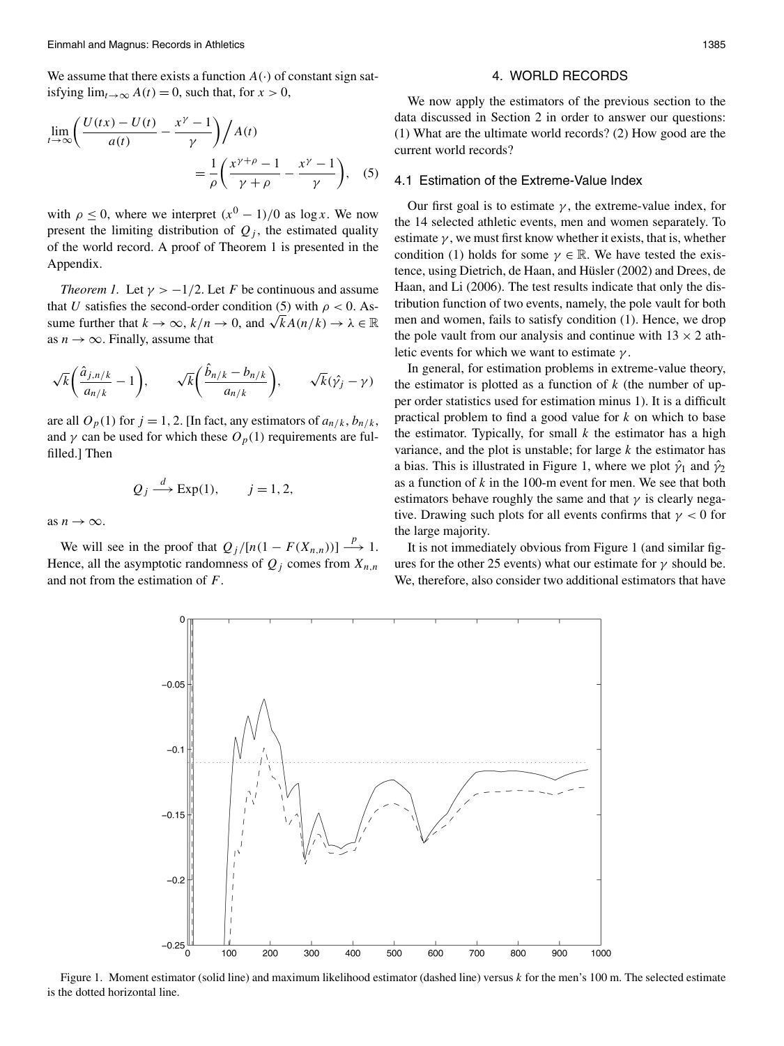We assume that there exists a function $A(\cdot)$ of constant sign satisfying $\lim_{t\to\infty} A(t) = 0$, such that, for $x > 0$,

$$\lim_{t\to\infty}\left(\frac{U(tx)-U(t)}{a(t)} - \frac{x^{\gamma}-1}{\gamma}\right)\Big/ A(t) = \frac{1}{\rho}\left(\frac{x^{\gamma+\rho}-1}{\gamma+\rho} - \frac{x^{\gamma}-1}{\gamma}\right), \quad (5)$$

with $\rho \le 0$, where we interpret $(x^0 - 1)/0$ as $\log x$. We now present the limiting distribution of $Q_j$, the estimated quality of the world record. A proof of Theorem 1 is presented in the Appendix.

*Theorem 1.* Let $\gamma > -1/2$. Let $F$ be continuous and assume that $U$ satisfies the second-order condition (5) with $\rho < 0$. Assume further that $k \to \infty$, $k/n \to 0$, and $\sqrt{k}A(n/k) \to \lambda \in \mathbb{R}$ as $n \to \infty$. Finally, assume that

$$\sqrt{k}\left(\frac{\hat{a}_{j,n/k}}{a_{n/k}} - 1\right), \qquad \sqrt{k}\left(\frac{\hat{b}_{n/k} - b_{n/k}}{a_{n/k}}\right), \qquad \sqrt{k}(\hat{\gamma}_j - \gamma)$$

are all $O_p(1)$ for $j = 1, 2$. [In fact, any estimators of $a_{n/k}$, $b_{n/k}$, and $\gamma$ can be used for which these $O_p(1)$ requirements are fulfilled.] Then

$$Q_j \xrightarrow{d} \text{Exp}(1), \qquad j = 1, 2,$$

as $n \to \infty$.

We will see in the proof that $Q_j/[n(1 - F(X_{n,n}))] \xrightarrow{p} 1$. Hence, all the asymptotic randomness of $Q_j$ comes from $X_{n,n}$ and not from the estimation of $F$.

## 4. WORLD RECORDS

We now apply the estimators of the previous section to the data discussed in Section 2 in order to answer our questions: (1) What are the ultimate world records? (2) How good are the current world records?

### 4.1 Estimation of the Extreme-Value Index

Our first goal is to estimate $\gamma$, the extreme-value index, for the 14 selected athletic events, men and women separately. To estimate $\gamma$, we must first know whether it exists, that is, whether condition (1) holds for some $\gamma \in \mathbb{R}$. We have tested the existence, using Dietrich, de Haan, and Hüsler (2002) and Drees, de Haan, and Li (2006). The test results indicate that only the distribution function of two events, namely, the pole vault for both men and women, fails to satisfy condition (1). Hence, we drop the pole vault from our analysis and continue with $13 \times 2$ athletic events for which we want to estimate $\gamma$.

In general, for estimation problems in extreme-value theory, the estimator is plotted as a function of $k$ (the number of upper order statistics used for estimation minus 1). It is a difficult practical problem to find a good value for $k$ on which to base the estimator. Typically, for small $k$ the estimator has a high variance, and the plot is unstable; for large $k$ the estimator has a bias. This is illustrated in Figure 1, where we plot $\hat{\gamma}_1$ and $\hat{\gamma}_2$ as a function of $k$ in the 100-m event for men. We see that both estimators behave roughly the same and that $\gamma$ is clearly negative. Drawing such plots for all events confirms that $\gamma < 0$ for the large majority.

It is not immediately obvious from Figure 1 (and similar figures for the other 25 events) what our estimate for $\gamma$ should be. We, therefore, also consider two additional estimators that have

Figure 1. Moment estimator (solid line) and maximum likelihood estimator (dashed line) versus $k$ for the men's 100 m. The selected estimate is the dotted horizontal line.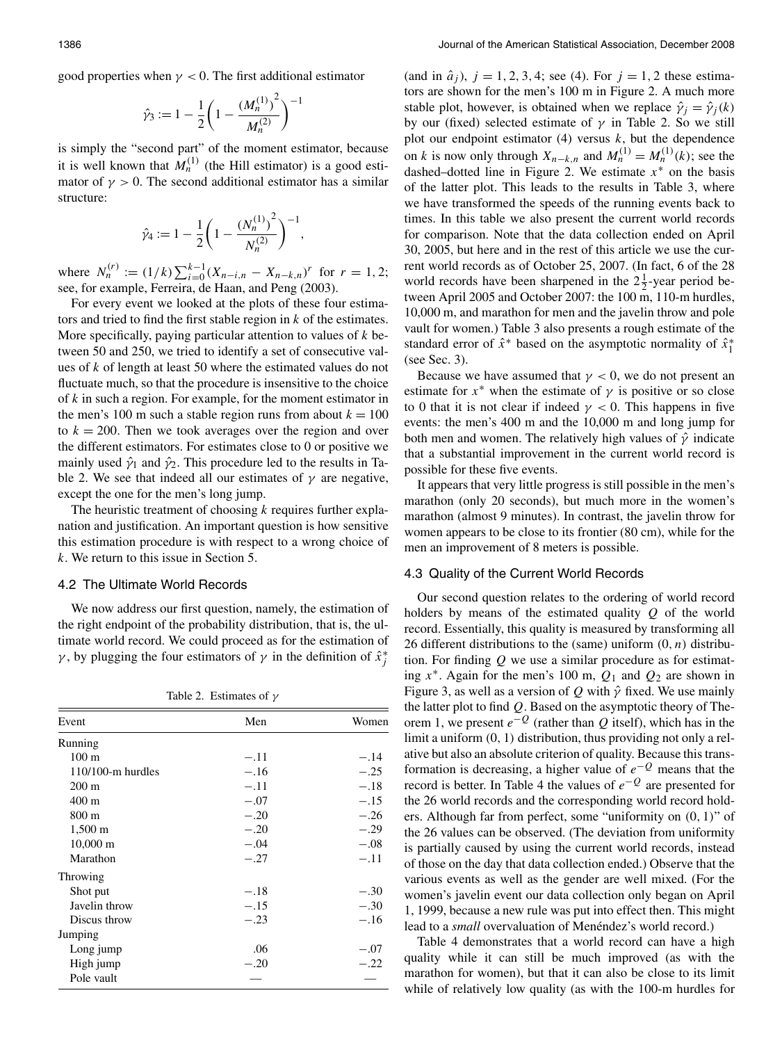good properties when $\gamma < 0$. The first additional estimator

$$\hat{\gamma}_3 := 1 - \frac{1}{2}\left(1 - \frac{\left(M_n^{(1)}\right)^2}{M_n^{(2)}}\right)^{-1}$$

is simply the "second part" of the moment estimator, because it is well known that $M_n^{(1)}$ (the Hill estimator) is a good estimator of $\gamma > 0$. The second additional estimator has a similar structure:

$$\hat{\gamma}_4 := 1 - \frac{1}{2}\left(1 - \frac{\left(N_n^{(1)}\right)^2}{N_n^{(2)}}\right)^{-1},$$

where $N_n^{(r)} := (1/k)\sum_{i=0}^{k-1}(X_{n-i,n} - X_{n-k,n})^r$ for $r = 1, 2$; see, for example, Ferreira, de Haan, and Peng (2003).

For every event we looked at the plots of these four estimators and tried to find the first stable region in $k$ of the estimates. More specifically, paying particular attention to values of $k$ between 50 and 250, we tried to identify a set of consecutive values of $k$ of length at least 50 where the estimated values do not fluctuate much, so that the procedure is insensitive to the choice of $k$ in such a region. For example, for the moment estimator in the men's 100 m such a stable region runs from about $k = 100$ to $k = 200$. Then we took averages over the region and over the different estimators. For estimates close to 0 or positive we mainly used $\hat{\gamma}_1$ and $\hat{\gamma}_2$. This procedure led to the results in Table 2. We see that indeed all our estimates of $\gamma$ are negative, except the one for the men's long jump.

The heuristic treatment of choosing $k$ requires further explanation and justification. An important question is how sensitive this estimation procedure is with respect to a wrong choice of $k$. We return to this issue in Section 5.

### 4.2 The Ultimate World Records

We now address our first question, namely, the estimation of the right endpoint of the probability distribution, that is, the ultimate world record. We could proceed as for the estimation of $\gamma$, by plugging the four estimators of $\gamma$ in the definition of $\hat{x}_j^*$ (and in $\hat{a}_j$), $j = 1, 2, 3, 4$; see (4). For $j = 1, 2$ these estimators are shown for the men's 100 m in Figure 2. A much more stable plot, however, is obtained when we replace $\hat{\gamma}_j = \hat{\gamma}_j(k)$ by our (fixed) selected estimate of $\gamma$ in Table 2. So we still plot our endpoint estimator (4) versus $k$, but the dependence on $k$ is now only through $X_{n-k,n}$ and $M_n^{(1)} = M_n^{(1)}(k)$; see the dashed–dotted line in Figure 2. We estimate $x^*$ on the basis of the latter plot. This leads to the results in Table 3, where we have transformed the speeds of the running events back to times. In this table we also present the current world records for comparison. Note that the data collection ended on April 30, 2005, but here and in the rest of this article we use the current world records as of October 25, 2007. (In fact, 6 of the 28 world records have been sharpened in the $2\frac{1}{2}$-year period between April 2005 and October 2007: the 100 m, 110-m hurdles, 10,000 m, and marathon for men and the javelin throw and pole vault for women.) Table 3 also presents a rough estimate of the standard error of $\hat{x}^*$ based on the asymptotic normality of $\hat{x}_1^*$ (see Sec. 3).

Because we have assumed that $\gamma < 0$, we do not present an estimate for $x^*$ when the estimate of $\gamma$ is positive or so close to 0 that it is not clear if indeed $\gamma < 0$. This happens in five events: the men's 400 m and the 10,000 m and long jump for both men and women. The relatively high values of $\hat{\gamma}$ indicate that a substantial improvement in the current world record is possible for these five events.

It appears that very little progress is still possible in the men's marathon (only 20 seconds), but much more in the women's marathon (almost 9 minutes). In contrast, the javelin throw for women appears to be close to its frontier (80 cm), while for the men an improvement of 8 meters is possible.

Table 2. Estimates of $\gamma$

| Event | Men | Women |
|---|---|---|
| Running | | |
| 100 m | −.11 | −.14 |
| 110/100-m hurdles | −.16 | −.25 |
| 200 m | −.11 | −.18 |
| 400 m | −.07 | −.15 |
| 800 m | −.20 | −.26 |
| 1,500 m | −.20 | −.29 |
| 10,000 m | −.04 | −.08 |
| Marathon | −.27 | −.11 |
| Throwing | | |
| Shot put | −.18 | −.30 |
| Javelin throw | −.15 | −.30 |
| Discus throw | −.23 | −.16 |
| Jumping | | |
| Long jump | .06 | −.07 |
| High jump | −.20 | −.22 |
| Pole vault | — | — |

### 4.3 Quality of the Current World Records

Our second question relates to the ordering of world record holders by means of the estimated quality $Q$ of the world record. Essentially, this quality is measured by transforming all 26 different distributions to the (same) uniform $(0, n)$ distribution. For finding $Q$ we use a similar procedure as for estimating $x^*$. Again for the men's 100 m, $Q_1$ and $Q_2$ are shown in Figure 3, as well as a version of $Q$ with $\hat{\gamma}$ fixed. We use mainly the latter plot to find $Q$. Based on the asymptotic theory of Theorem 1, we present $e^{-Q}$ (rather than $Q$ itself), which has in the limit a uniform (0, 1) distribution, thus providing not only a relative but also an absolute criterion of quality. Because this transformation is decreasing, a higher value of $e^{-Q}$ means that the record is better. In Table 4 the values of $e^{-Q}$ are presented for the 26 world records and the corresponding world record holders. Although far from perfect, some "uniformity on (0, 1)" of the 26 values can be observed. (The deviation from uniformity is partially caused by using the current world records, instead of those on the day that data collection ended.) Observe that the various events as well as the gender are well mixed. (For the women's javelin event our data collection only began on April 1, 1999, because a new rule was put into effect then. This might lead to a *small* overvaluation of Menéndez's world record.)

Table 4 demonstrates that a world record can have a high quality while it can still be much improved (as with the marathon for women), but that it can also be close to its limit while of relatively low quality (as with the 100-m hurdles for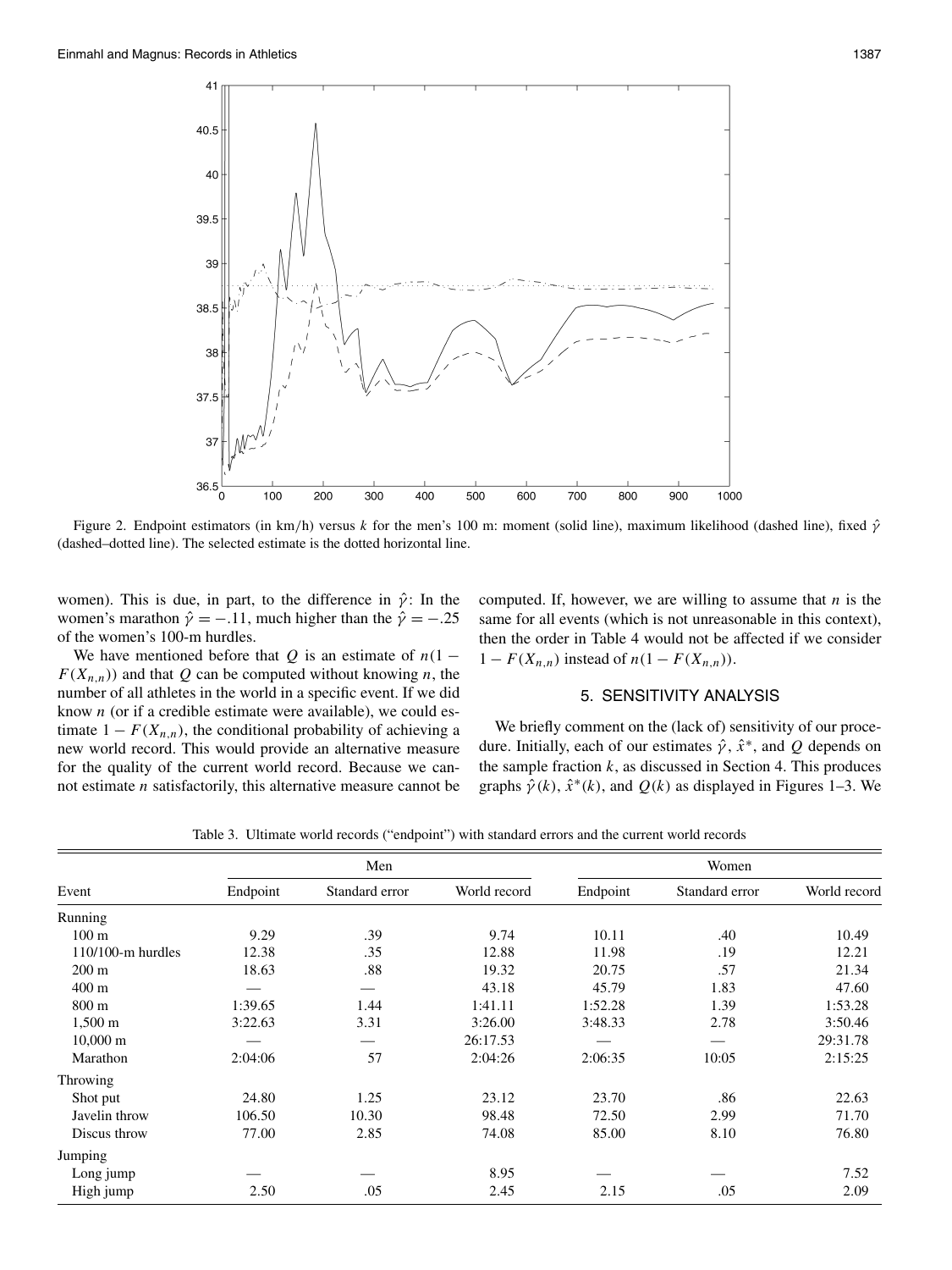Figure 2. Endpoint estimators (in km/h) versus $k$ for the men's 100 m: moment (solid line), maximum likelihood (dashed line), fixed $\hat{\gamma}$ (dashed–dotted line). The selected estimate is the dotted horizontal line.

women). This is due, in part, to the difference in $\hat{\gamma}$: In the women's marathon $\hat{\gamma} = -.11$, much higher than the $\hat{\gamma} = -.25$ of the women's 100-m hurdles.

We have mentioned before that $Q$ is an estimate of $n(1 - F(X_{n,n}))$ and that $Q$ can be computed without knowing $n$, the number of all athletes in the world in a specific event. If we did know $n$ (or if a credible estimate were available), we could estimate $1 - F(X_{n,n})$, the conditional probability of achieving a new world record. This would provide an alternative measure for the quality of the current world record. Because we cannot estimate $n$ satisfactorily, this alternative measure cannot be computed. If, however, we are willing to assume that $n$ is the same for all events (which is not unreasonable in this context), then the order in Table 4 would not be affected if we consider $1 - F(X_{n,n})$ instead of $n(1 - F(X_{n,n}))$.

## 5. SENSITIVITY ANALYSIS

We briefly comment on the (lack of) sensitivity of our procedure. Initially, each of our estimates $\hat{\gamma}$, $\hat{x}^*$, and $Q$ depends on the sample fraction $k$, as discussed in Section 4. This produces graphs $\hat{\gamma}(k)$, $\hat{x}^*(k)$, and $Q(k)$ as displayed in Figures 1–3. We

Table 3. Ultimate world records ("endpoint") with standard errors and the current world records

| Event | Men | | | Women | | |
|---|---|---|---|---|---|---|
| | Endpoint | Standard error | World record | Endpoint | Standard error | World record |
| Running | | | | | | |
| 100 m | 9.29 | .39 | 9.74 | 10.11 | .40 | 10.49 |
| 110/100-m hurdles | 12.38 | .35 | 12.88 | 11.98 | .19 | 12.21 |
| 200 m | 18.63 | .88 | 19.32 | 20.75 | .57 | 21.34 |
| 400 m | — | — | 43.18 | 45.79 | 1.83 | 47.60 |
| 800 m | 1:39.65 | 1.44 | 1:41.11 | 1:52.28 | 1.39 | 1:53.28 |
| 1,500 m | 3:22.63 | 3.31 | 3:26.00 | 3:48.33 | 2.78 | 3:50.46 |
| 10,000 m | — | — | 26:17.53 | — | — | 29:31.78 |
| Marathon | 2:04:06 | 57 | 2:04:26 | 2:06:35 | 10:05 | 2:15:25 |
| Throwing | | | | | | |
| Shot put | 24.80 | 1.25 | 23.12 | 23.70 | .86 | 22.63 |
| Javelin throw | 106.50 | 10.30 | 98.48 | 72.50 | 2.99 | 71.70 |
| Discus throw | 77.00 | 2.85 | 74.08 | 85.00 | 8.10 | 76.80 |
| Jumping | | | | | | |
| Long jump | — | — | 8.95 | — | — | 7.52 |
| High jump | 2.50 | .05 | 2.45 | 2.15 | .05 | 2.09 |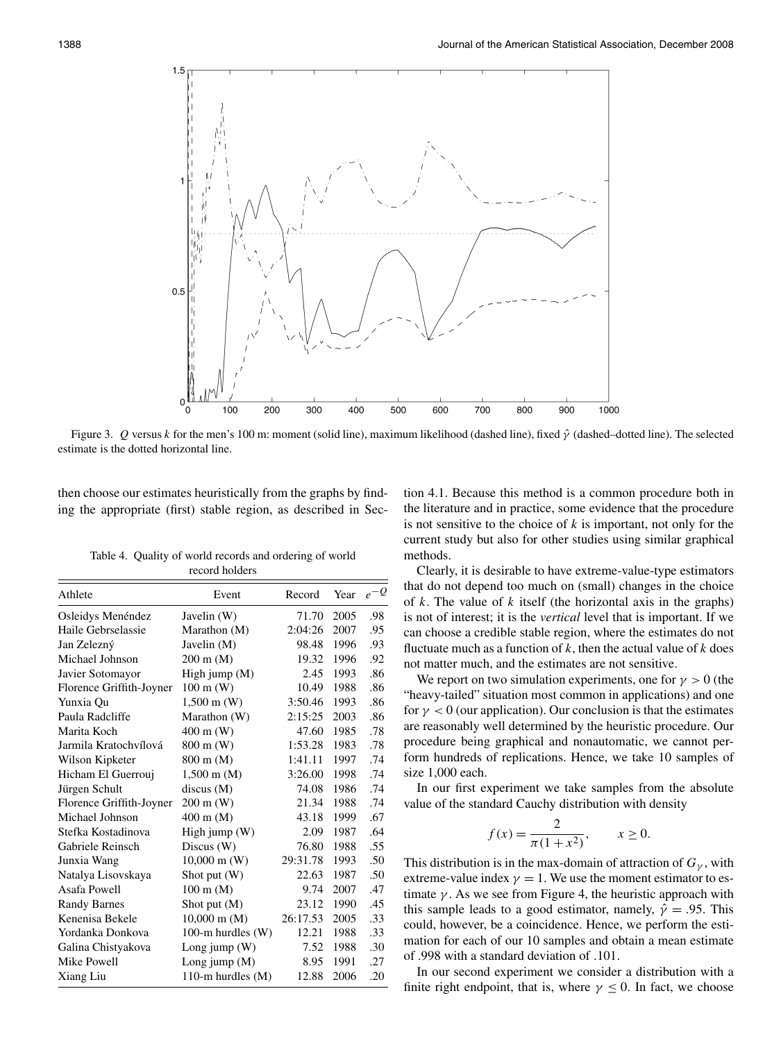Figure 3. $Q$ versus $k$ for the men's 100 m: moment (solid line), maximum likelihood (dashed line), fixed $\hat{\gamma}$ (dashed–dotted line). The selected estimate is the dotted horizontal line.

then choose our estimates heuristically from the graphs by finding the appropriate (first) stable region, as described in Section 4.1. Because this method is a common procedure both in the literature and in practice, some evidence that the procedure is not sensitive to the choice of $k$ is important, not only for the current study but also for other studies using similar graphical methods.

Table 4. Quality of world records and ordering of world record holders

| Athlete | Event | Record | Year | $e^{-Q}$ |
|---|---|---|---|---|
| Osleidys Menéndez | Javelin (W) | 71.70 | 2005 | .98 |
| Haile Gebrselassie | Marathon (M) | 2:04:26 | 2007 | .95 |
| Jan Zelezný | Javelin (M) | 98.48 | 1996 | .93 |
| Michael Johnson | 200 m (M) | 19.32 | 1996 | .92 |
| Javier Sotomayor | High jump (M) | 2.45 | 1993 | .86 |
| Florence Griffith-Joyner | 100 m (W) | 10.49 | 1988 | .86 |
| Yunxia Qu | 1,500 m (W) | 3:50.46 | 1993 | .86 |
| Paula Radcliffe | Marathon (W) | 2:15:25 | 2003 | .86 |
| Marita Koch | 400 m (W) | 47.60 | 1985 | .78 |
| Jarmila Kratochvílová | 800 m (W) | 1:53.28 | 1983 | .78 |
| Wilson Kipketer | 800 m (M) | 1:41.11 | 1997 | .74 |
| Hicham El Guerrouj | 1,500 m (M) | 3:26.00 | 1998 | .74 |
| Jürgen Schult | discus (M) | 74.08 | 1986 | .74 |
| Florence Griffith-Joyner | 200 m (W) | 21.34 | 1988 | .74 |
| Michael Johnson | 400 m (M) | 43.18 | 1999 | .67 |
| Stefka Kostadinova | High jump (W) | 2.09 | 1987 | .64 |
| Gabriele Reinsch | Discus (W) | 76.80 | 1988 | .55 |
| Junxia Wang | 10,000 m (W) | 29:31.78 | 1993 | .50 |
| Natalya Lisovskaya | Shot put (W) | 22.63 | 1987 | .50 |
| Asafa Powell | 100 m (M) | 9.74 | 2007 | .47 |
| Randy Barnes | Shot put (M) | 23.12 | 1990 | .45 |
| Kenenisa Bekele | 10,000 m (M) | 26:17.53 | 2005 | .33 |
| Yordanka Donkova | 100-m hurdles (W) | 12.21 | 1988 | .33 |
| Galina Chistyakova | Long jump (W) | 7.52 | 1988 | .30 |
| Mike Powell | Long jump (M) | 8.95 | 1991 | .27 |
| Xiang Liu | 110-m hurdles (M) | 12.88 | 2006 | .20 |

Clearly, it is desirable to have extreme-value-type estimators that do not depend too much on (small) changes in the choice of $k$. The value of $k$ itself (the horizontal axis in the graphs) is not of interest; it is the *vertical* level that is important. If we can choose a credible stable region, where the estimates do not fluctuate much as a function of $k$, then the actual value of $k$ does not matter much, and the estimates are not sensitive.

We report on two simulation experiments, one for $\gamma > 0$ (the "heavy-tailed" situation most common in applications) and one for $\gamma < 0$ (our application). Our conclusion is that the estimates are reasonably well determined by the heuristic procedure. Our procedure being graphical and nonautomatic, we cannot perform hundreds of replications. Hence, we take 10 samples of size 1,000 each.

In our first experiment we take samples from the absolute value of the standard Cauchy distribution with density

$$f(x) = \frac{2}{\pi(1+x^2)}, \qquad x \geq 0.$$

This distribution is in the max-domain of attraction of $G_\gamma$, with extreme-value index $\gamma = 1$. We use the moment estimator to estimate $\gamma$. As we see from Figure 4, the heuristic approach with this sample leads to a good estimator, namely, $\hat{\gamma} = .95$. This could, however, be a coincidence. Hence, we perform the estimation for each of our 10 samples and obtain a mean estimate of .998 with a standard deviation of .101.

In our second experiment we consider a distribution with a finite right endpoint, that is, where $\gamma \leq 0$. In fact, we choose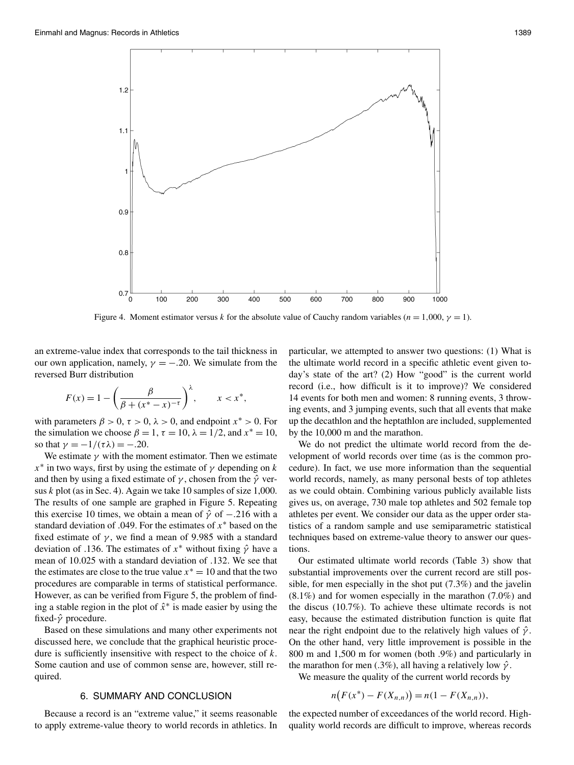Figure 4. Moment estimator versus $k$ for the absolute value of Cauchy random variables ($n = 1{,}000$, $\gamma = 1$).

an extreme-value index that corresponds to the tail thickness in our own application, namely, $\gamma = -.20$. We simulate from the reversed Burr distribution

$$F(x) = 1 - \left(\frac{\beta}{\beta + (x^* - x)^{-\tau}}\right)^{\lambda}, \qquad x < x^*,$$

with parameters $\beta > 0$, $\tau > 0$, $\lambda > 0$, and endpoint $x^* > 0$. For the simulation we choose $\beta = 1$, $\tau = 10$, $\lambda = 1/2$, and $x^* = 10$, so that $\gamma = -1/(\tau\lambda) = -.20$.

We estimate $\gamma$ with the moment estimator. Then we estimate $x^*$ in two ways, first by using the estimate of $\gamma$ depending on $k$ and then by using a fixed estimate of $\gamma$, chosen from the $\hat{\gamma}$ versus $k$ plot (as in Sec. 4). Again we take 10 samples of size 1,000. The results of one sample are graphed in Figure 5. Repeating this exercise 10 times, we obtain a mean of $\hat{\gamma}$ of $-.216$ with a standard deviation of .049. For the estimates of $x^*$ based on the fixed estimate of $\gamma$, we find a mean of 9.985 with a standard deviation of .136. The estimates of $x^*$ without fixing $\hat{\gamma}$ have a mean of 10.025 with a standard deviation of .132. We see that the estimates are close to the true value $x^* = 10$ and that the two procedures are comparable in terms of statistical performance. However, as can be verified from Figure 5, the problem of finding a stable region in the plot of $\hat{x}^*$ is made easier by using the fixed-$\hat{\gamma}$ procedure.

Based on these simulations and many other experiments not discussed here, we conclude that the graphical heuristic procedure is sufficiently insensitive with respect to the choice of $k$. Some caution and use of common sense are, however, still required.

## 6. SUMMARY AND CONCLUSION

Because a record is an "extreme value," it seems reasonable to apply extreme-value theory to world records in athletics. In particular, we attempted to answer two questions: (1) What is the ultimate world record in a specific athletic event given today's state of the art? (2) How "good" is the current world record (i.e., how difficult is it to improve)? We considered 14 events for both men and women: 8 running events, 3 throwing events, and 3 jumping events, such that all events that make up the decathlon and the heptathlon are included, supplemented by the 10,000 m and the marathon.

We do not predict the ultimate world record from the development of world records over time (as is the common procedure). In fact, we use more information than the sequential world records, namely, as many personal bests of top athletes as we could obtain. Combining various publicly available lists gives us, on average, 730 male top athletes and 502 female top athletes per event. We consider our data as the upper order statistics of a random sample and use semiparametric statistical techniques based on extreme-value theory to answer our questions.

Our estimated ultimate world records (Table 3) show that substantial improvements over the current record are still possible, for men especially in the shot put (7.3%) and the javelin (8.1%) and for women especially in the marathon (7.0%) and the discus (10.7%). To achieve these ultimate records is not easy, because the estimated distribution function is quite flat near the right endpoint due to the relatively high values of $\hat{\gamma}$. On the other hand, very little improvement is possible in the 800 m and 1,500 m for women (both .9%) and particularly in the marathon for men (.3%), all having a relatively low $\hat{\gamma}$.

We measure the quality of the current world records by

$$n\big(F(x^*) - F(X_{n,n})\big) = n(1 - F(X_{n,n})),$$

the expected number of exceedances of the world record. High-quality world records are difficult to improve, whereas records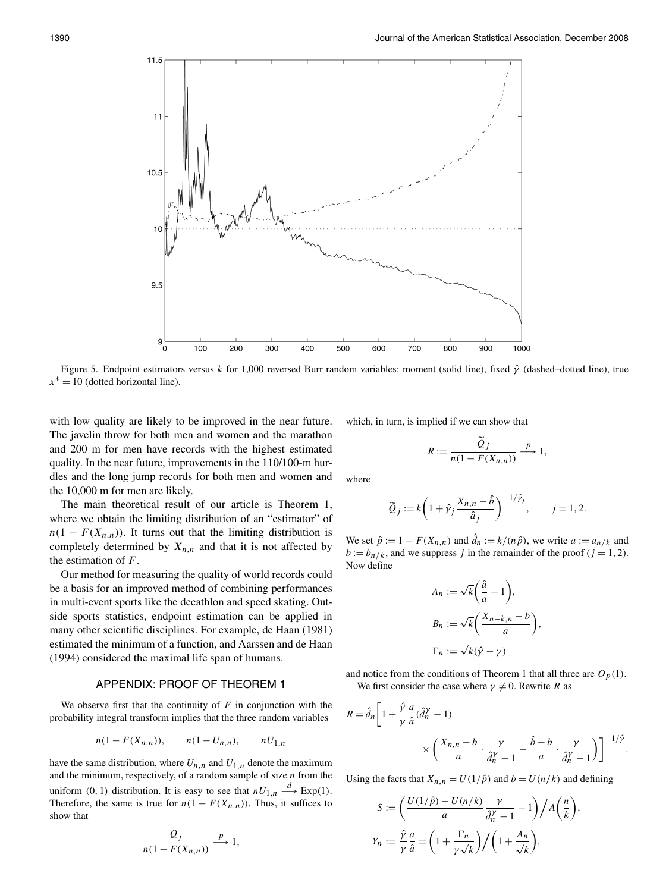Figure 5. Endpoint estimators versus $k$ for 1,000 reversed Burr random variables: moment (solid line), fixed $\hat{\gamma}$ (dashed–dotted line), true $x^* = 10$ (dotted horizontal line).

with low quality are likely to be improved in the near future. The javelin throw for both men and women and the marathon and 200 m for men have records with the highest estimated quality. In the near future, improvements in the 110/100-m hurdles and the long jump records for both men and women and the 10,000 m for men are likely.

The main theoretical result of our article is Theorem 1, where we obtain the limiting distribution of an "estimator" of $n(1 - F(X_{n,n}))$. It turns out that the limiting distribution is completely determined by $X_{n,n}$ and that it is not affected by the estimation of $F$.

Our method for measuring the quality of world records could be a basis for an improved method of combining performances in multi-event sports like the decathlon and speed skating. Outside sports statistics, endpoint estimation can be applied in many other scientific disciplines. For example, de Haan (1981) estimated the minimum of a function, and Aarssen and de Haan (1994) considered the maximal life span of humans.

## APPENDIX: PROOF OF THEOREM 1

We observe first that the continuity of $F$ in conjunction with the probability integral transform implies that the three random variables

$$n(1 - F(X_{n,n})), \qquad n(1 - U_{n,n}), \qquad nU_{1,n}$$

have the same distribution, where $U_{n,n}$ and $U_{1,n}$ denote the maximum and the minimum, respectively, of a random sample of size $n$ from the uniform $(0, 1)$ distribution. It is easy to see that $nU_{1,n} \xrightarrow{d} \text{Exp}(1)$. Therefore, the same is true for $n(1 - F(X_{n,n}))$. Thus, it suffices to show that

$$\frac{Q_j}{n(1 - F(X_{n,n}))} \xrightarrow{p} 1,$$

which, in turn, is implied if we can show that

$$R := \frac{\widetilde{Q}_j}{n(1 - F(X_{n,n}))} \xrightarrow{p} 1,$$

where

$$\widetilde{Q}_j := k\left(1 + \hat{\gamma}_j \frac{X_{n,n} - \hat{b}}{\hat{a}_j}\right)^{-1/\hat{\gamma}_j}, \qquad j = 1, 2.$$

We set $\hat{p} := 1 - F(X_{n,n})$ and $\hat{d}_n := k/(n\hat{p})$, we write $a := a_{n/k}$ and $b := b_{n/k}$, and we suppress $j$ in the remainder of the proof ($j = 1, 2$). Now define

$$A_n := \sqrt{k}\left(\frac{\hat{a}}{a} - 1\right),$$

$$B_n := \sqrt{k}\left(\frac{X_{n-k,n} - b}{a}\right),$$

$$\Gamma_n := \sqrt{k}(\hat{\gamma} - \gamma)$$

and notice from the conditions of Theorem 1 that all three are $O_p(1)$.

We first consider the case where $\gamma \neq 0$. Rewrite $R$ as

$$R = \hat{d}_n\left[1 + \frac{\hat{\gamma}}{\gamma}\frac{a}{\hat{a}}(\hat{d}_n^{\gamma} - 1) \times \left(\frac{X_{n,n} - b}{a} \cdot \frac{\gamma}{\hat{d}_n^{\gamma} - 1} - \frac{\hat{b} - b}{a} \cdot \frac{\gamma}{\hat{d}_n^{\gamma} - 1}\right)\right]^{-1/\hat{\gamma}}.$$

Using the facts that $X_{n,n} = U(1/\hat{p})$ and $b = U(n/k)$ and defining

$$S := \left(\frac{U(1/\hat{p}) - U(n/k)}{a}\frac{\gamma}{\hat{d}_n^{\gamma} - 1} - 1\right)\Big/ A\left(\frac{n}{k}\right),$$

$$Y_n := \frac{\hat{\gamma}}{\gamma}\frac{a}{\hat{a}} = \left(1 + \frac{\Gamma_n}{\gamma\sqrt{k}}\right)\Big/\left(1 + \frac{A_n}{\sqrt{k}}\right),$$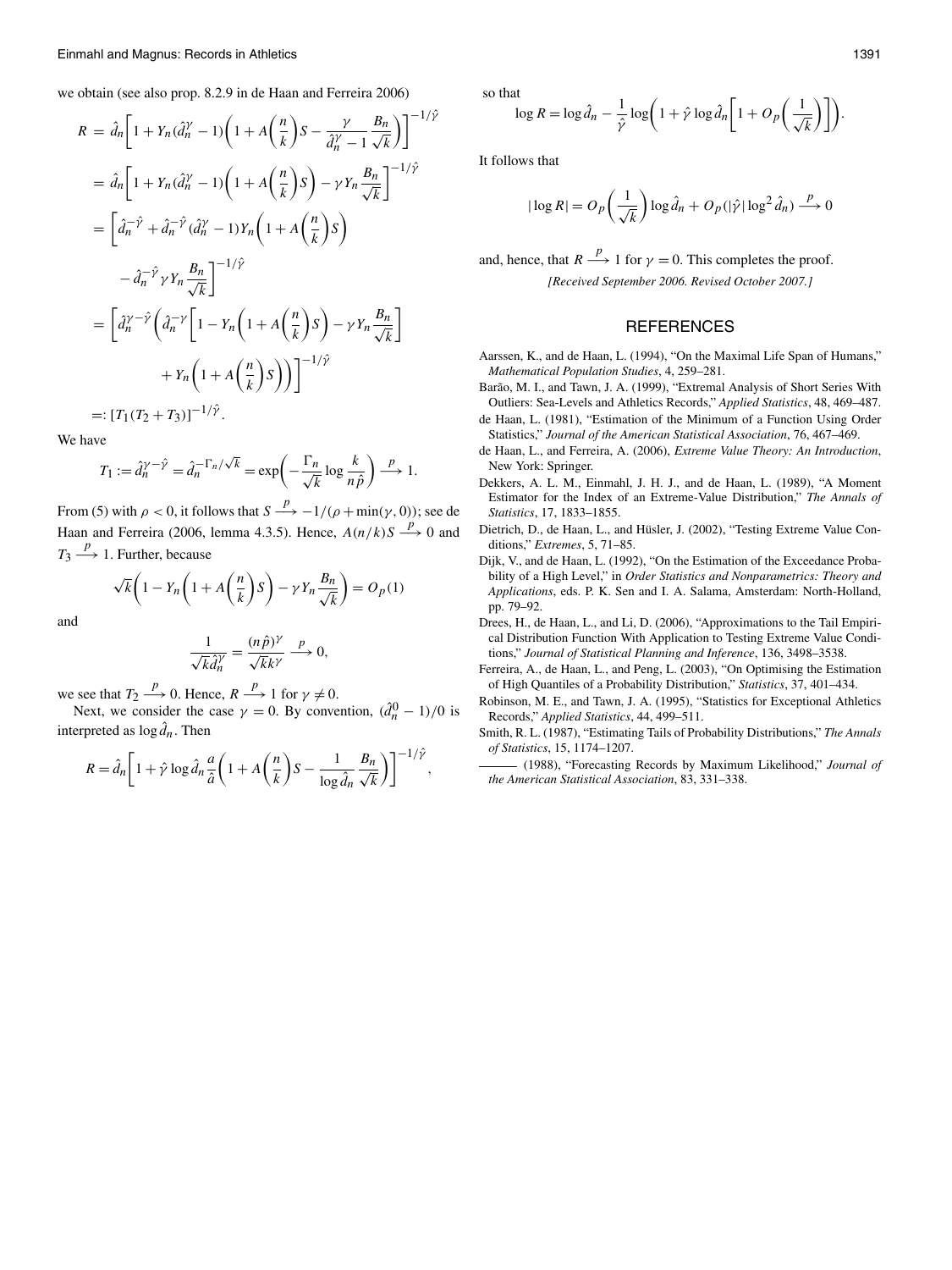we obtain (see also prop. 8.2.9 in de Haan and Ferreira 2006)

$$
\begin{aligned}
R &= \hat{d}_n\left[1 + Y_n(\hat{d}_n^{\gamma} - 1)\left(1 + A\left(\frac{n}{k}\right)S - \frac{\gamma}{\hat{d}_n^{\gamma} - 1}\frac{B_n}{\sqrt{k}}\right)\right]^{-1/\hat{\gamma}} \\
&= \hat{d}_n\left[1 + Y_n(\hat{d}_n^{\gamma} - 1)\left(1 + A\left(\frac{n}{k}\right)S\right) - \gamma Y_n \frac{B_n}{\sqrt{k}}\right]^{-1/\hat{\gamma}} \\
&= \left[\hat{d}_n^{-\hat{\gamma}} + \hat{d}_n^{-\hat{\gamma}}(\hat{d}_n^{\gamma} - 1)Y_n\left(1 + A\left(\frac{n}{k}\right)S\right) \right. \\
&\qquad \left. - \hat{d}_n^{-\hat{\gamma}}\gamma Y_n \frac{B_n}{\sqrt{k}}\right]^{-1/\hat{\gamma}} \\
&= \left[\hat{d}_n^{\gamma-\hat{\gamma}}\left(\hat{d}_n^{-\gamma}\left[1 - Y_n\left(1 + A\left(\frac{n}{k}\right)S\right) - \gamma Y_n \frac{B_n}{\sqrt{k}}\right] \right.\right. \\
&\qquad \left.\left. + Y_n\left(1 + A\left(\frac{n}{k}\right)S\right)\right)\right]^{-1/\hat{\gamma}} \\
&=: [T_1(T_2 + T_3)]^{-1/\hat{\gamma}}.
\end{aligned}
$$

We have

$$
T_1 := \hat{d}_n^{\gamma-\hat{\gamma}} = \hat{d}_n^{-\Gamma_n/\sqrt{k}} = \exp\left(-\frac{\Gamma_n}{\sqrt{k}}\log\frac{k}{n\hat{p}}\right) \xrightarrow{p} 1.
$$

From (5) with $\rho < 0$, it follows that $S \xrightarrow{p} -1/(\rho + \min(\gamma, 0))$; see de Haan and Ferreira (2006, lemma 4.3.5). Hence, $A(n/k)S \xrightarrow{p} 0$ and $T_3 \xrightarrow{p} 1$. Further, because

$$
\sqrt{k}\left(1 - Y_n\left(1 + A\left(\frac{n}{k}\right)S\right) - \gamma Y_n \frac{B_n}{\sqrt{k}}\right) = O_p(1)
$$

and

$$
\frac{1}{\sqrt{k}\hat{d}_n^{\gamma}} = \frac{(n\hat{p})^{\gamma}}{\sqrt{k}k^{\gamma}} \xrightarrow{p} 0,
$$

we see that $T_2 \xrightarrow{p} 0$. Hence, $R \xrightarrow{p} 1$ for $\gamma \neq 0$.

Next, we consider the case $\gamma = 0$. By convention, $(\hat{d}_n^0 - 1)/0$ is interpreted as $\log \hat{d}_n$. Then

$$
R = \hat{d}_n\left[1 + \hat{\gamma}\log\hat{d}_n \frac{a}{\hat{a}}\left(1 + A\left(\frac{n}{k}\right)S - \frac{1}{\log\hat{d}_n}\frac{B_n}{\sqrt{k}}\right)\right]^{-1/\hat{\gamma}},
$$

so that

$$
\log R = \log\hat{d}_n - \frac{1}{\hat{\gamma}}\log\left(1 + \hat{\gamma}\log\hat{d}_n\left[1 + O_p\left(\frac{1}{\sqrt{k}}\right)\right]\right).
$$

It follows that

$$
|\log R| = O_p\left(\frac{1}{\sqrt{k}}\right)\log\hat{d}_n + O_p(|\hat{\gamma}|\log^2\hat{d}_n) \xrightarrow{p} 0
$$

and, hence, that $R \xrightarrow{p} 1$ for $\gamma = 0$. This completes the proof.

*[Received September 2006. Revised October 2007.]*

## REFERENCES

Aarssen, K., and de Haan, L. (1994), "On the Maximal Life Span of Humans," *Mathematical Population Studies*, 4, 259–281.

Barão, M. I., and Tawn, J. A. (1999), "Extremal Analysis of Short Series With Outliers: Sea-Levels and Athletics Records," *Applied Statistics*, 48, 469–487.

de Haan, L. (1981), "Estimation of the Minimum of a Function Using Order Statistics," *Journal of the American Statistical Association*, 76, 467–469.

de Haan, L., and Ferreira, A. (2006), *Extreme Value Theory: An Introduction*, New York: Springer.

Dekkers, A. L. M., Einmahl, J. H. J., and de Haan, L. (1989), "A Moment Estimator for the Index of an Extreme-Value Distribution," *The Annals of Statistics*, 17, 1833–1855.

Dietrich, D., de Haan, L., and Hüsler, J. (2002), "Testing Extreme Value Conditions," *Extremes*, 5, 71–85.

Dijk, V., and de Haan, L. (1992), "On the Estimation of the Exceedance Probability of a High Level," in *Order Statistics and Nonparametrics: Theory and Applications*, eds. P. K. Sen and I. A. Salama, Amsterdam: North-Holland, pp. 79–92.

Drees, H., de Haan, L., and Li, D. (2006), "Approximations to the Tail Empirical Distribution Function With Application to Testing Extreme Value Conditions," *Journal of Statistical Planning and Inference*, 136, 3498–3538.

Ferreira, A., de Haan, L., and Peng, L. (2003), "On Optimising the Estimation of High Quantiles of a Probability Distribution," *Statistics*, 37, 401–434.

Robinson, M. E., and Tawn, J. A. (1995), "Statistics for Exceptional Athletics Records," *Applied Statistics*, 44, 499–511.

Smith, R. L. (1987), "Estimating Tails of Probability Distributions," *The Annals of Statistics*, 15, 1174–1207.

——— (1988), "Forecasting Records by Maximum Likelihood," *Journal of the American Statistical Association*, 83, 331–338.